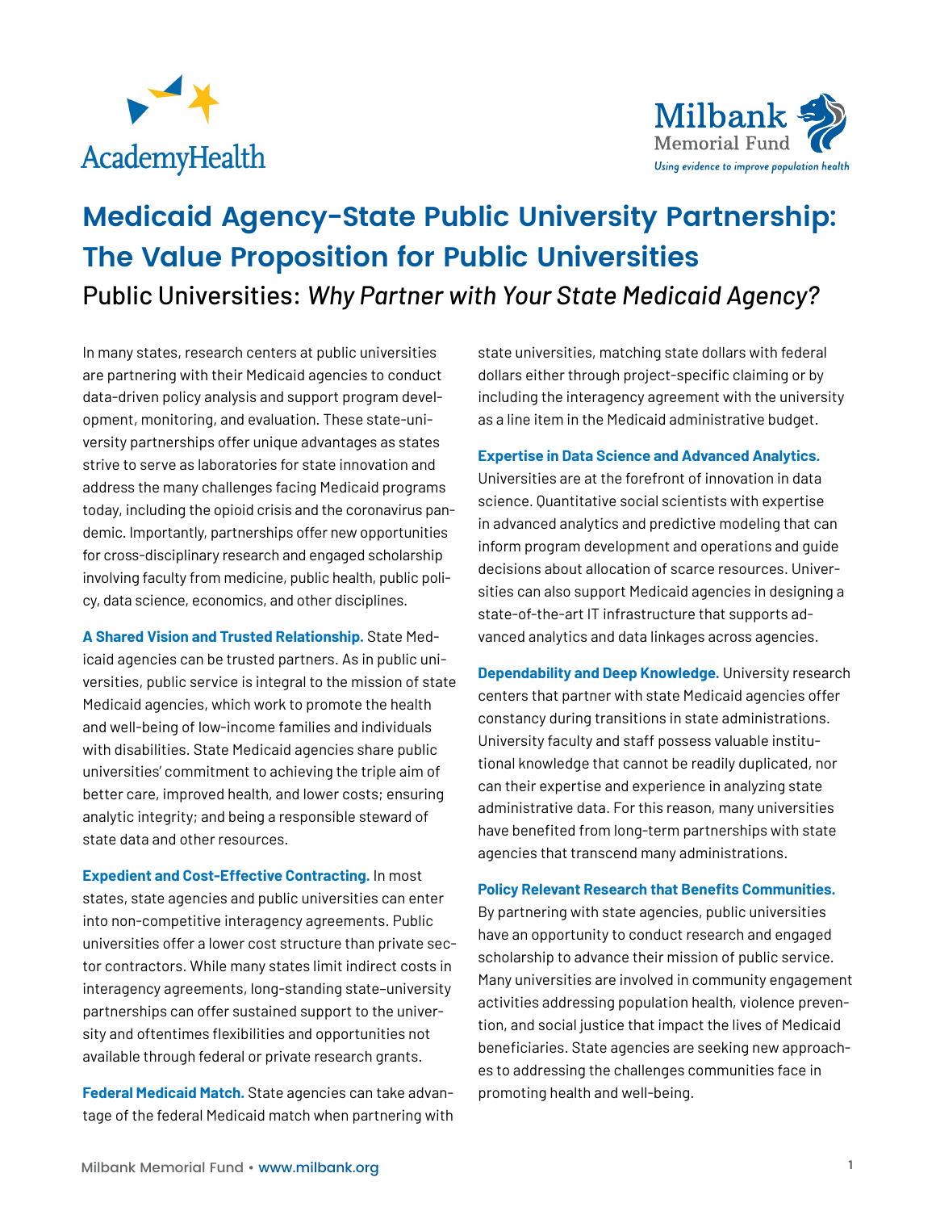# Medicaid Agency-State Public University Partnership: The Value Proposition for Public Universities

## Public Universities: *Why Partner with Your State Medicaid Agency?*

In many states, research centers at public universities are partnering with their Medicaid agencies to conduct data-driven policy analysis and support program development, monitoring, and evaluation. These state-university partnerships offer unique advantages as states strive to serve as laboratories for state innovation and address the many challenges facing Medicaid programs today, including the opioid crisis and the coronavirus pandemic. Importantly, partnerships offer new opportunities for cross-disciplinary research and engaged scholarship involving faculty from medicine, public health, public policy, data science, economics, and other disciplines.

**A Shared Vision and Trusted Relationship.** State Medicaid agencies can be trusted partners. As in public universities, public service is integral to the mission of state Medicaid agencies, which work to promote the health and well-being of low-income families and individuals with disabilities. State Medicaid agencies share public universities' commitment to achieving the triple aim of better care, improved health, and lower costs; ensuring analytic integrity; and being a responsible steward of state data and other resources.

**Expedient and Cost-Effective Contracting.** In most states, state agencies and public universities can enter into non-competitive interagency agreements. Public universities offer a lower cost structure than private sector contractors. While many states limit indirect costs in interagency agreements, long-standing state–university partnerships can offer sustained support to the university and oftentimes flexibilities and opportunities not available through federal or private research grants.

**Federal Medicaid Match.** State agencies can take advantage of the federal Medicaid match when partnering with state universities, matching state dollars with federal dollars either through project-specific claiming or by including the interagency agreement with the university as a line item in the Medicaid administrative budget.

**Expertise in Data Science and Advanced Analytics.** Universities are at the forefront of innovation in data science. Quantitative social scientists with expertise in advanced analytics and predictive modeling that can inform program development and operations and guide decisions about allocation of scarce resources. Universities can also support Medicaid agencies in designing a state-of-the-art IT infrastructure that supports advanced analytics and data linkages across agencies.

**Dependability and Deep Knowledge.** University research centers that partner with state Medicaid agencies offer constancy during transitions in state administrations. University faculty and staff possess valuable institutional knowledge that cannot be readily duplicated, nor can their expertise and experience in analyzing state administrative data. For this reason, many universities have benefited from long-term partnerships with state agencies that transcend many administrations.

**Policy Relevant Research that Benefits Communities.** By partnering with state agencies, public universities have an opportunity to conduct research and engaged scholarship to advance their mission of public service. Many universities are involved in community engagement activities addressing population health, violence prevention, and social justice that impact the lives of Medicaid beneficiaries. State agencies are seeking new approaches to addressing the challenges communities face in promoting health and well-being.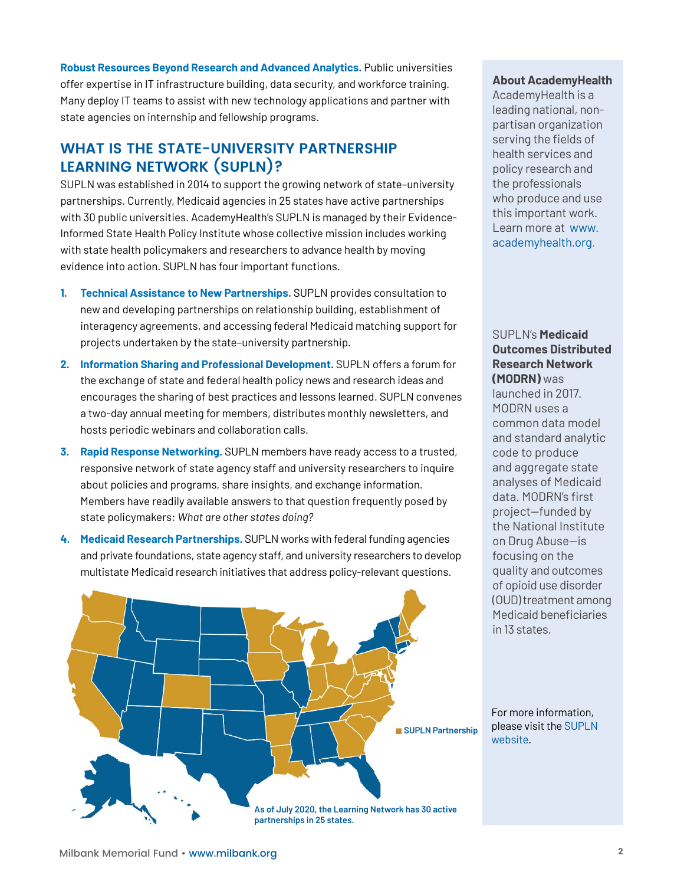**Robust Resources Beyond Research and Advanced Analytics.** Public universities offer expertise in IT infrastructure building, data security, and workforce training. Many deploy IT teams to assist with new technology applications and partner with state agencies on internship and fellowship programs.

## WHAT IS THE STATE-UNIVERSITY PARTNERSHIP LEARNING NETWORK (SUPLN)?

SUPLN was established in 2014 to support the growing network of state-university partnerships. Currently, Medicaid agencies in 25 states have active partnerships with 30 public universities. AcademyHealth's SUPLN is managed by their Evidence-Informed State Health Policy Institute whose collective mission includes working with state health policymakers and researchers to advance health by moving evidence into action. SUPLN has four important functions.

1. **Technical Assistance to New Partnerships.** SUPLN provides consultation to new and developing partnerships on relationship building, establishment of interagency agreements, and accessing federal Medicaid matching support for projects undertaken by the state-university partnership.
2. **Information Sharing and Professional Development.** SUPLN offers a forum for the exchange of state and federal health policy news and research ideas and encourages the sharing of best practices and lessons learned. SUPLN convenes a two-day annual meeting for members, distributes monthly newsletters, and hosts periodic webinars and collaboration calls.
3. **Rapid Response Networking.** SUPLN members have ready access to a trusted, responsive network of state agency staff and university researchers to inquire about policies and programs, share insights, and exchange information. Members have readily available answers to that question frequently posed by state policymakers: *What are other states doing?*
4. **Medicaid Research Partnerships.** SUPLN works with federal funding agencies and private foundations, state agency staff, and university researchers to develop multistate Medicaid research initiatives that address policy-relevant questions.

SUPLN Partnership

As of July 2020, the Learning Network has 30 active partnerships in 25 states.

**About AcademyHealth**
AcademyHealth is a leading national, non-partisan organization serving the fields of health services and policy research and the professionals who produce and use this important work. Learn more at www.academyhealth.org.

SUPLN's **Medicaid Outcomes Distributed Research Network (MODRN)** was launched in 2017. MODRN uses a common data model and standard analytic code to produce and aggregate state analyses of Medicaid data. MODRN's first project—funded by the National Institute on Drug Abuse—is focusing on the quality and outcomes of opioid use disorder (OUD) treatment among Medicaid beneficiaries in 13 states.

For more information, please visit the SUPLN website.